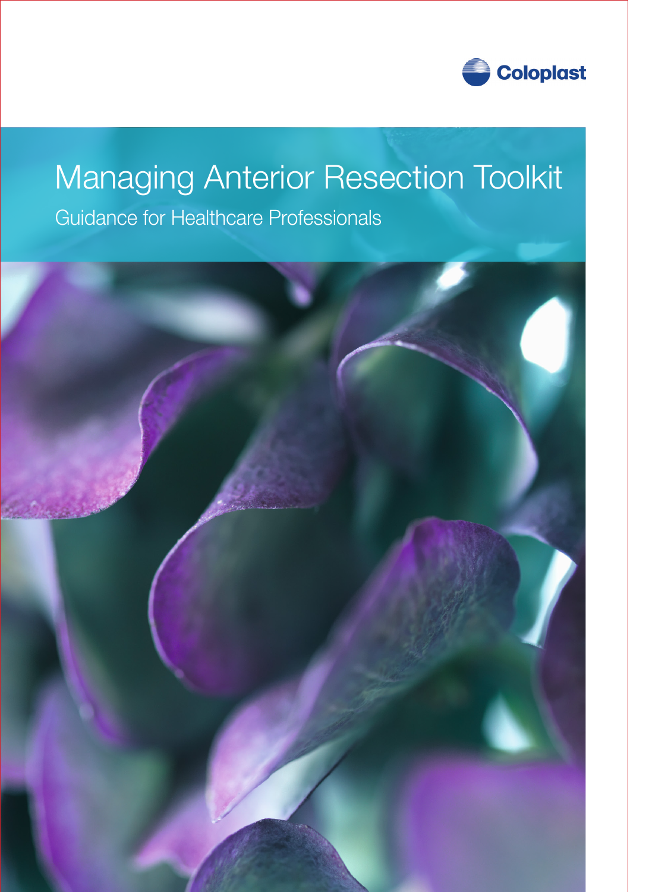Coloplast

# Managing Anterior Resection Toolkit

Guidance for Healthcare Professionals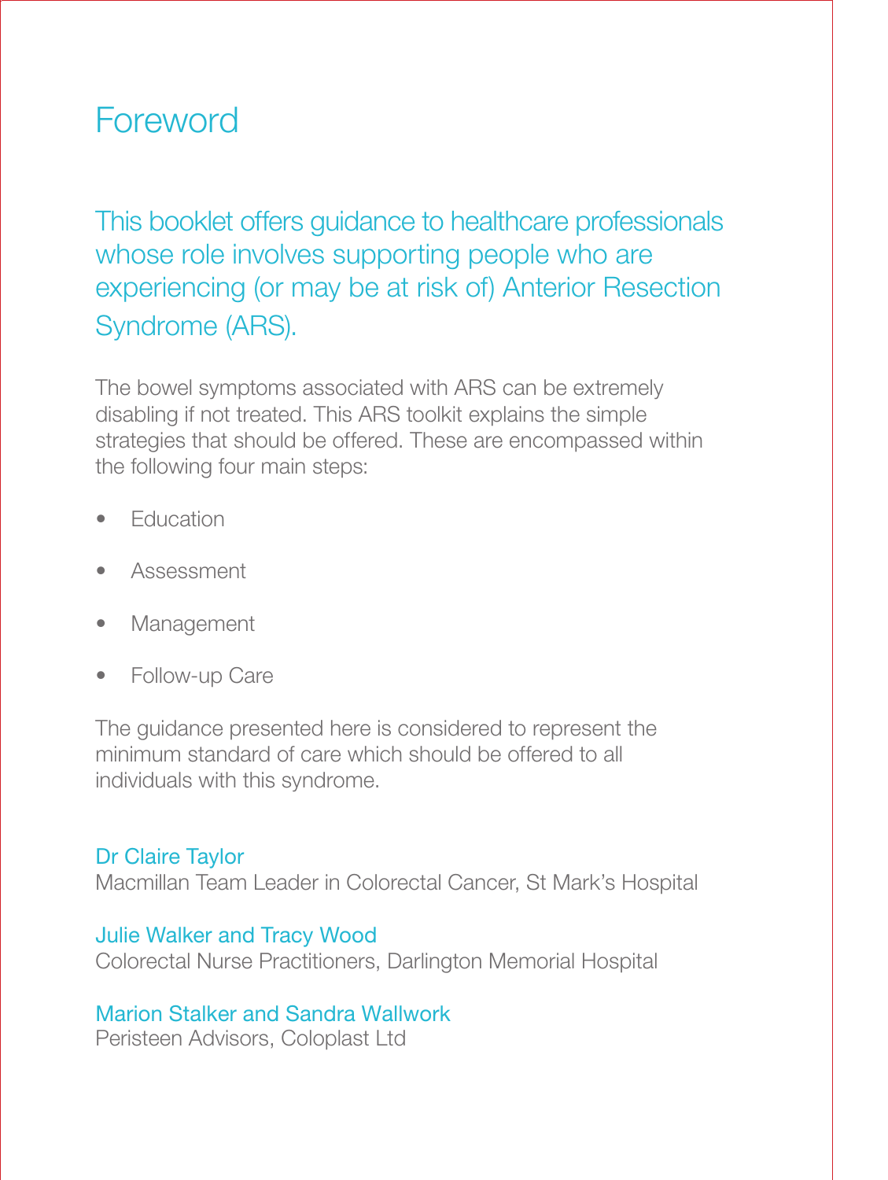# Foreword

This booklet offers guidance to healthcare professionals whose role involves supporting people who are experiencing (or may be at risk of) Anterior Resection Syndrome (ARS).

The bowel symptoms associated with ARS can be extremely disabling if not treated. This ARS toolkit explains the simple strategies that should be offered. These are encompassed within the following four main steps:

- Education
- Assessment
- Management
- Follow-up Care

The guidance presented here is considered to represent the minimum standard of care which should be offered to all individuals with this syndrome.

Dr Claire Taylor
Macmillan Team Leader in Colorectal Cancer, St Mark's Hospital

Julie Walker and Tracy Wood
Colorectal Nurse Practitioners, Darlington Memorial Hospital

Marion Stalker and Sandra Wallwork
Peristeen Advisors, Coloplast Ltd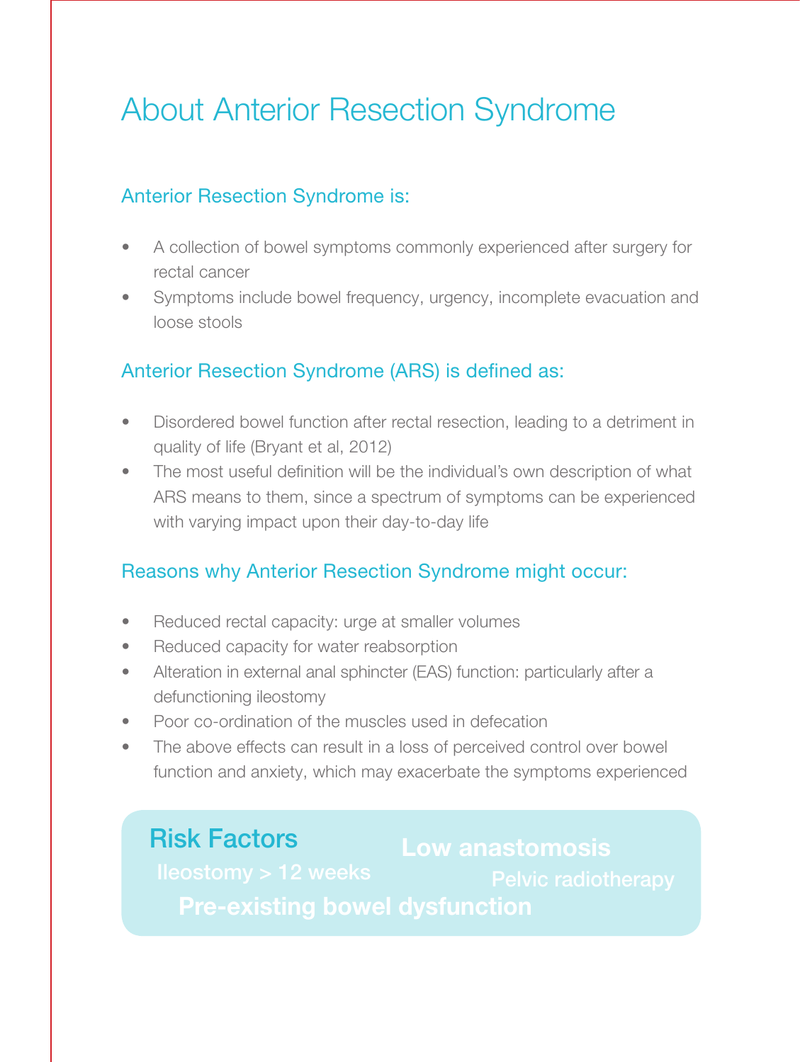# About Anterior Resection Syndrome

## Anterior Resection Syndrome is:

- A collection of bowel symptoms commonly experienced after surgery for rectal cancer
- Symptoms include bowel frequency, urgency, incomplete evacuation and loose stools

## Anterior Resection Syndrome (ARS) is defined as:

- Disordered bowel function after rectal resection, leading to a detriment in quality of life (Bryant et al, 2012)
- The most useful definition will be the individual's own description of what ARS means to them, since a spectrum of symptoms can be experienced with varying impact upon their day-to-day life

## Reasons why Anterior Resection Syndrome might occur:

- Reduced rectal capacity: urge at smaller volumes
- Reduced capacity for water reabsorption
- Alteration in external anal sphincter (EAS) function: particularly after a defunctioning ileostomy
- Poor co-ordination of the muscles used in defecation
- The above effects can result in a loss of perceived control over bowel function and anxiety, which may exacerbate the symptoms experienced

## Risk Factors

- Low anastomosis
- Ileostomy > 12 weeks
- Pelvic radiotherapy
- Pre-existing bowel dysfunction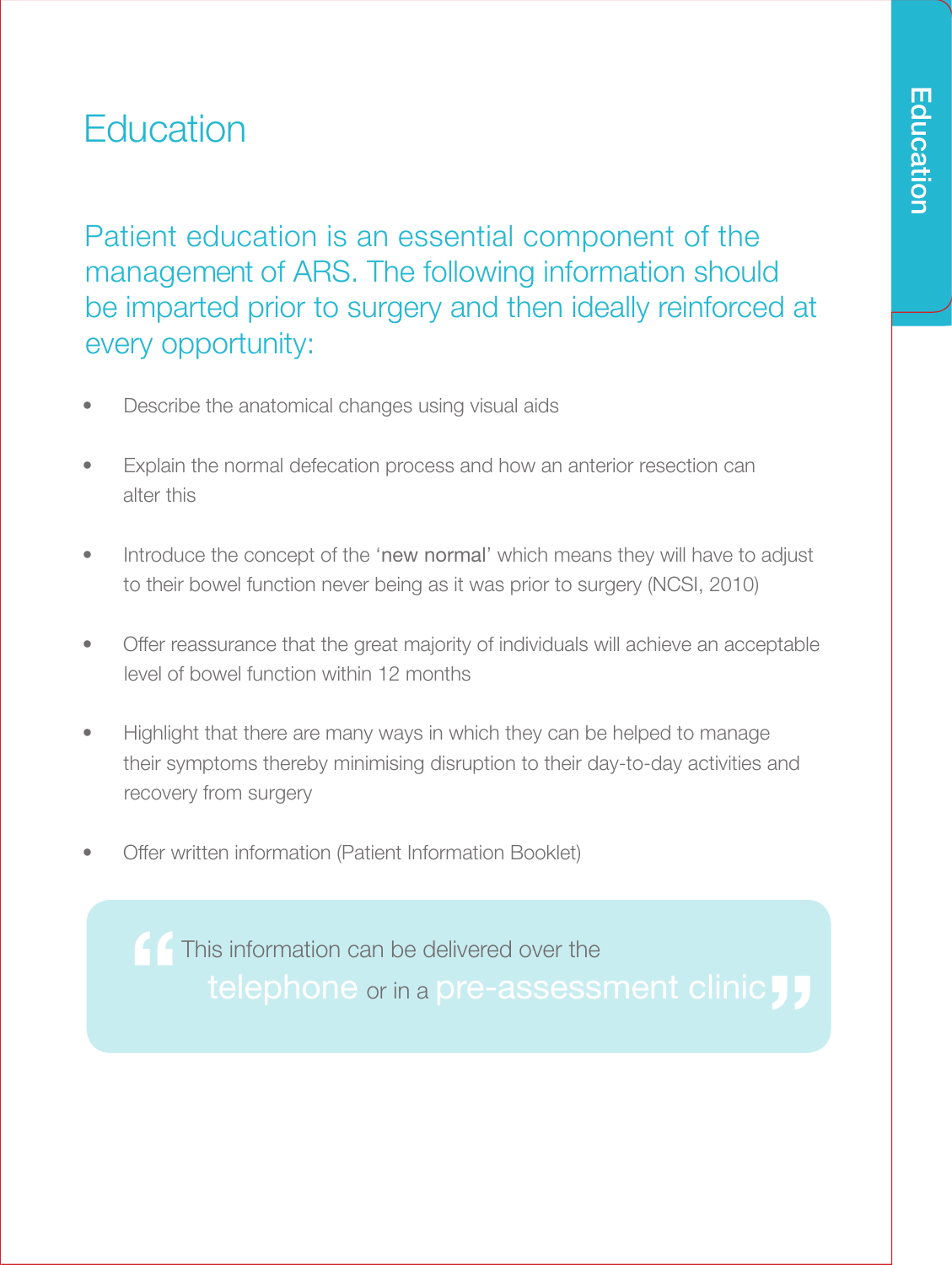# Education

Patient education is an essential component of the management of ARS. The following information should be imparted prior to surgery and then ideally reinforced at every opportunity:

- Describe the anatomical changes using visual aids
- Explain the normal defecation process and how an anterior resection can alter this
- Introduce the concept of the '**new normal**' which means they will have to adjust to their bowel function never being as it was prior to surgery (NCSI, 2010)
- Offer reassurance that the great majority of individuals will achieve an acceptable level of bowel function within 12 months
- Highlight that there are many ways in which they can be helped to manage their symptoms thereby minimising disruption to their day-to-day activities and recovery from surgery
- Offer written information (Patient Information Booklet)

> "This information can be delivered over the telephone or in a pre-assessment clinic"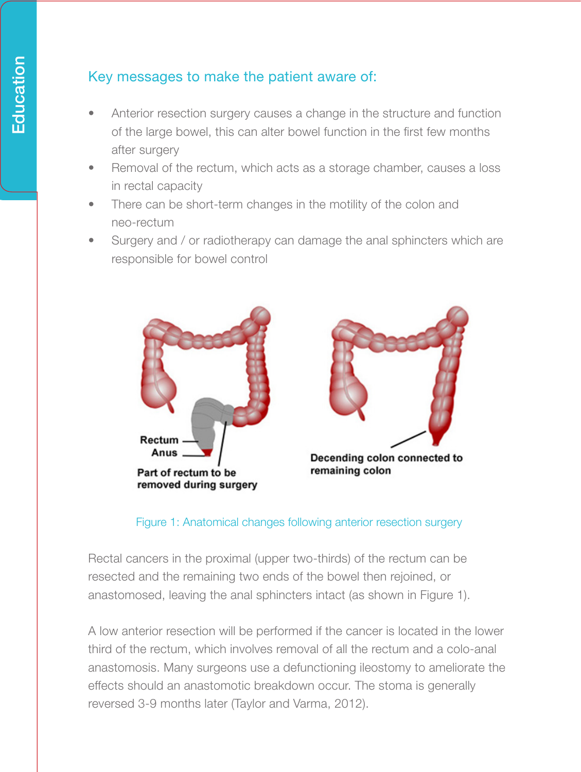## Key messages to make the patient aware of:

- Anterior resection surgery causes a change in the structure and function of the large bowel, this can alter bowel function in the first few months after surgery
- Removal of the rectum, which acts as a storage chamber, causes a loss in rectal capacity
- There can be short-term changes in the motility of the colon and neo-rectum
- Surgery and / or radiotherapy can damage the anal sphincters which are responsible for bowel control

Figure 1: Anatomical changes following anterior resection surgery

Rectal cancers in the proximal (upper two-thirds) of the rectum can be resected and the remaining two ends of the bowel then rejoined, or anastomosed, leaving the anal sphincters intact (as shown in Figure 1).

A low anterior resection will be performed if the cancer is located in the lower third of the rectum, which involves removal of all the rectum and a colo-anal anastomosis. Many surgeons use a defunctioning ileostomy to ameliorate the effects should an anastomotic breakdown occur. The stoma is generally reversed 3-9 months later (Taylor and Varma, 2012).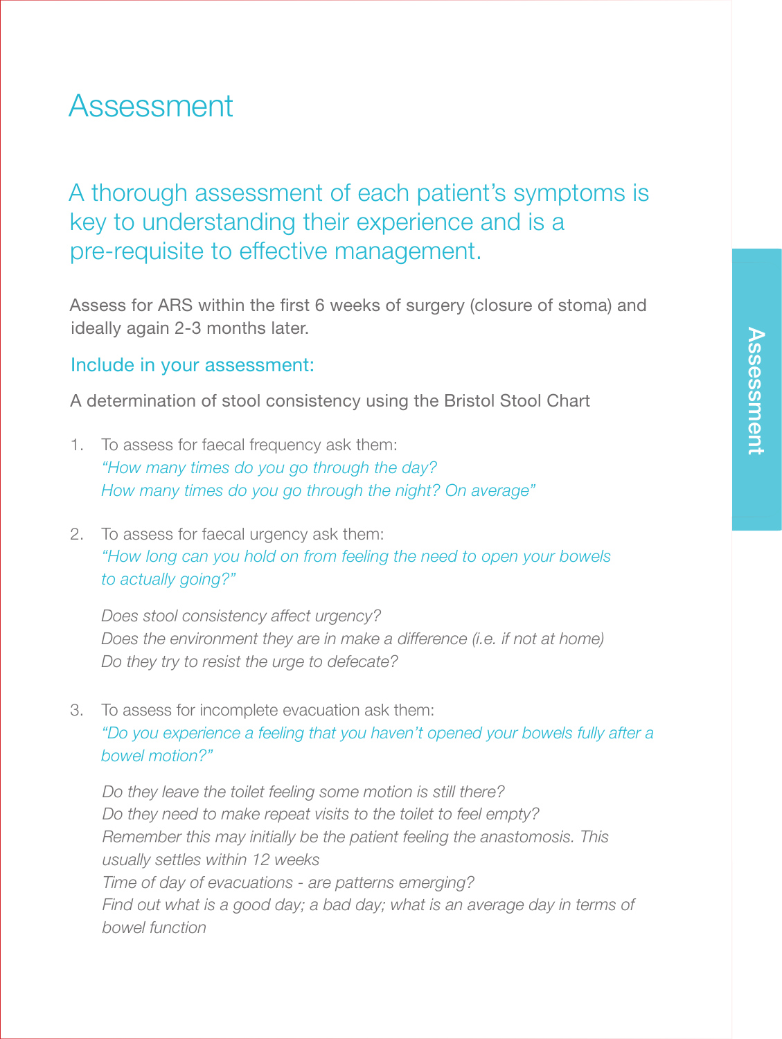# Assessment

## A thorough assessment of each patient's symptoms is key to understanding their experience and is a pre-requisite to effective management.

Assess for ARS within the first 6 weeks of surgery (closure of stoma) and ideally again 2-3 months later.

### Include in your assessment:

A determination of stool consistency using the Bristol Stool Chart

1. To assess for faecal frequency ask them:
   *"How many times do you go through the day?*
   *How many times do you go through the night? On average"*

2. To assess for faecal urgency ask them:
   *"How long can you hold on from feeling the need to open your bowels to actually going?"*

   *Does stool consistency affect urgency?*
   *Does the environment they are in make a difference (i.e. if not at home)*
   *Do they try to resist the urge to defecate?*

3. To assess for incomplete evacuation ask them:
   *"Do you experience a feeling that you haven't opened your bowels fully after a bowel motion?"*

   *Do they leave the toilet feeling some motion is still there?*
   *Do they need to make repeat visits to the toilet to feel empty?*
   *Remember this may initially be the patient feeling the anastomosis. This usually settles within 12 weeks*
   *Time of day of evacuations - are patterns emerging?*
   *Find out what is a good day; a bad day; what is an average day in terms of bowel function*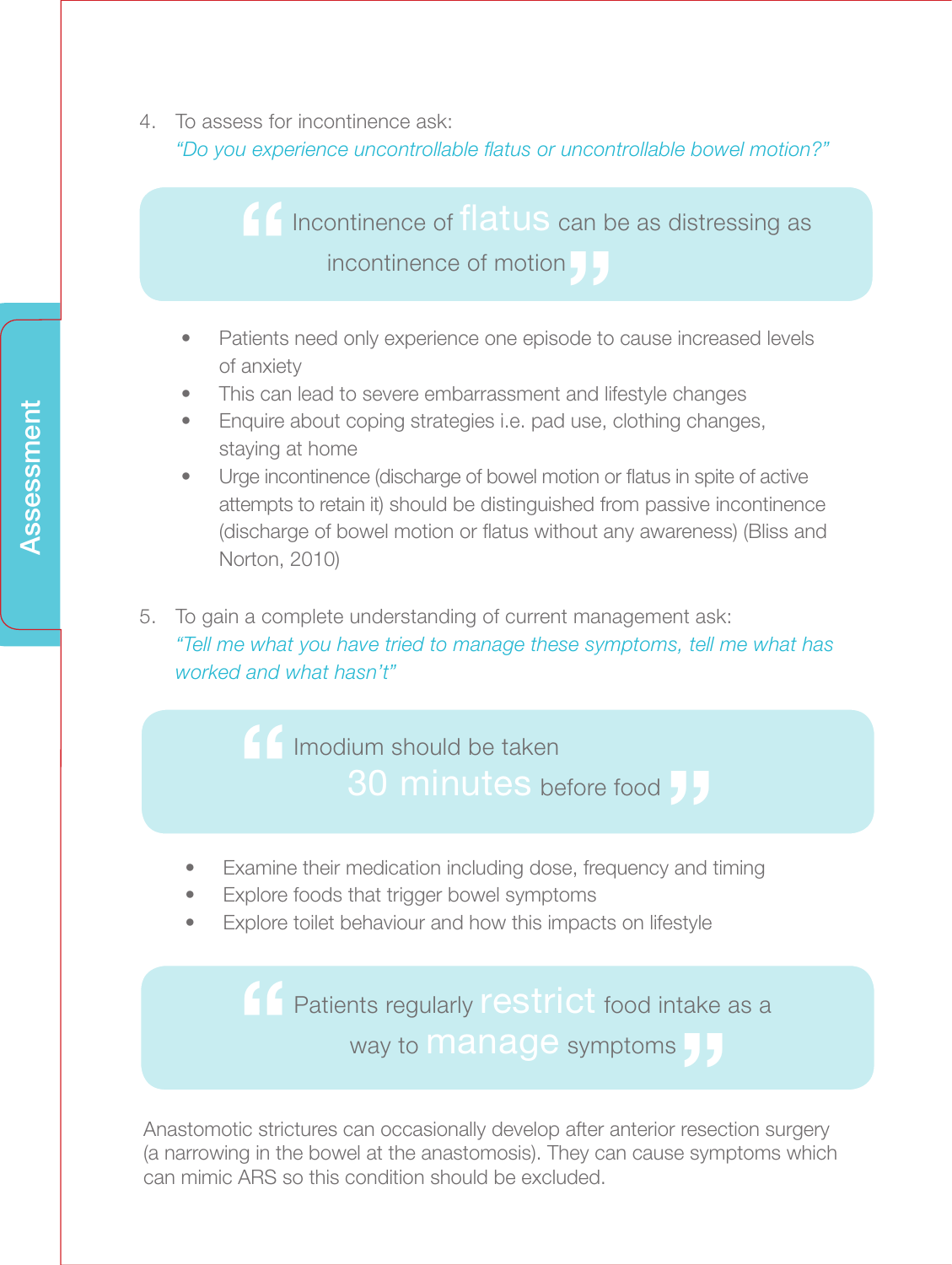4. To assess for incontinence ask:
   *"Do you experience uncontrollable flatus or uncontrollable bowel motion?"*

> "Incontinence of flatus can be as distressing as incontinence of motion"

- Patients need only experience one episode to cause increased levels of anxiety
- This can lead to severe embarrassment and lifestyle changes
- Enquire about coping strategies i.e. pad use, clothing changes, staying at home
- Urge incontinence (discharge of bowel motion or flatus in spite of active attempts to retain it) should be distinguished from passive incontinence (discharge of bowel motion or flatus without any awareness) (Bliss and Norton, 2010)

5. To gain a complete understanding of current management ask:
   *"Tell me what you have tried to manage these symptoms, tell me what has worked and what hasn't"*

> "Imodium should be taken 30 minutes before food"

- Examine their medication including dose, frequency and timing
- Explore foods that trigger bowel symptoms
- Explore toilet behaviour and how this impacts on lifestyle

> "Patients regularly restrict food intake as a way to manage symptoms"

Anastomotic strictures can occasionally develop after anterior resection surgery (a narrowing in the bowel at the anastomosis). They can cause symptoms which can mimic ARS so this condition should be excluded.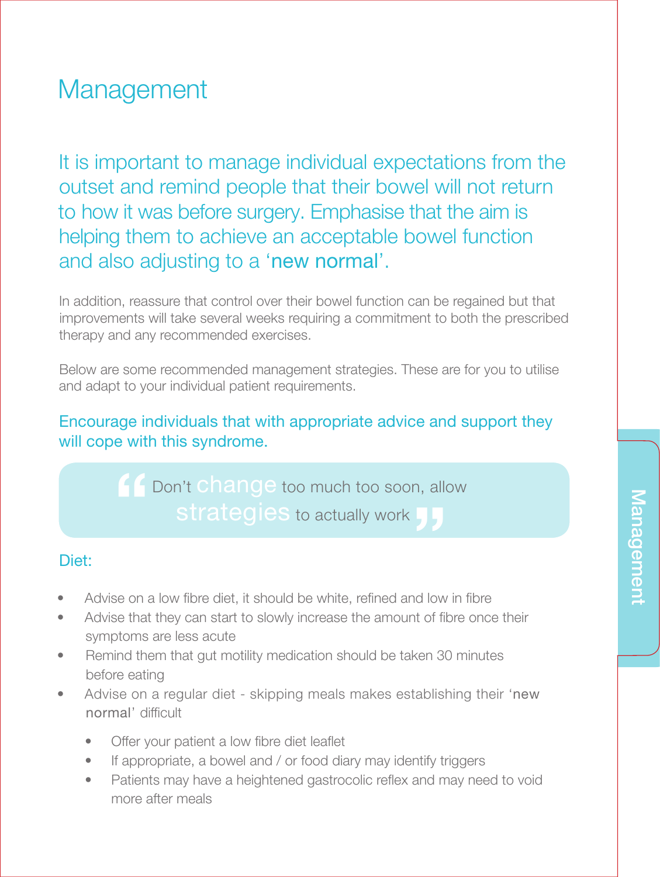# Management

It is important to manage individual expectations from the outset and remind people that their bowel will not return to how it was before surgery. Emphasise that the aim is helping them to achieve an acceptable bowel function and also adjusting to a 'new normal'.

In addition, reassure that control over their bowel function can be regained but that improvements will take several weeks requiring a commitment to both the prescribed therapy and any recommended exercises.

Below are some recommended management strategies. These are for you to utilise and adapt to your individual patient requirements.

Encourage individuals that with appropriate advice and support they will cope with this syndrome.

> "Don't change too much too soon, allow strategies to actually work"

## Diet:

- Advise on a low fibre diet, it should be white, refined and low in fibre
- Advise that they can start to slowly increase the amount of fibre once their symptoms are less acute
- Remind them that gut motility medication should be taken 30 minutes before eating
- Advise on a regular diet - skipping meals makes establishing their 'new normal' difficult
  - Offer your patient a low fibre diet leaflet
  - If appropriate, a bowel and / or food diary may identify triggers
  - Patients may have a heightened gastrocolic reflex and may need to void more after meals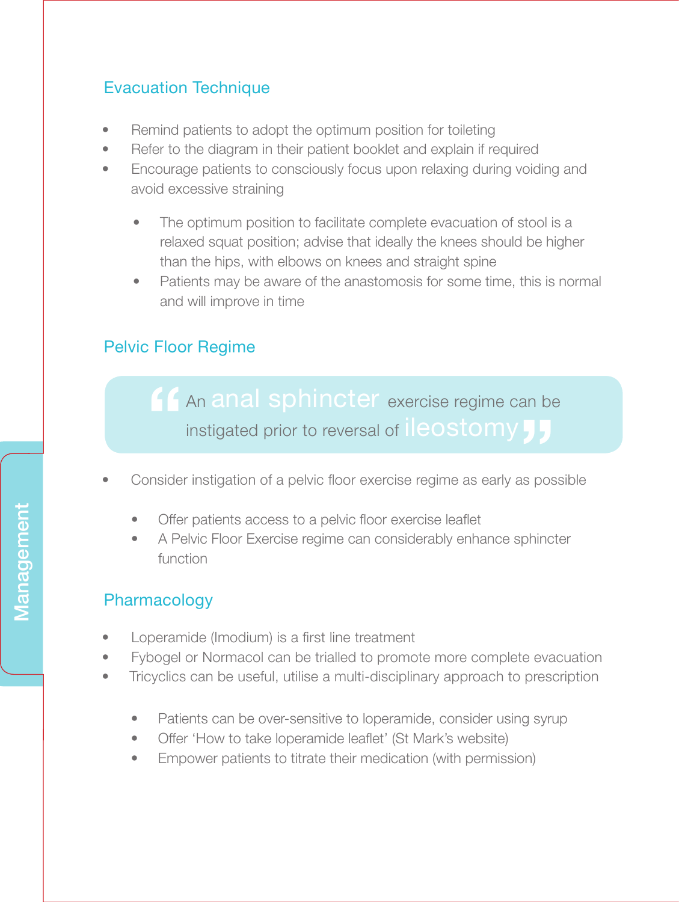## Evacuation Technique

- Remind patients to adopt the optimum position for toileting
- Refer to the diagram in their patient booklet and explain if required
- Encourage patients to consciously focus upon relaxing during voiding and avoid excessive straining
    - The optimum position to facilitate complete evacuation of stool is a relaxed squat position; advise that ideally the knees should be higher than the hips, with elbows on knees and straight spine
    - Patients may be aware of the anastomosis for some time, this is normal and will improve in time

## Pelvic Floor Regime

> "An anal sphincter exercise regime can be instigated prior to reversal of ileostomy"

- Consider instigation of a pelvic floor exercise regime as early as possible
    - Offer patients access to a pelvic floor exercise leaflet
    - A Pelvic Floor Exercise regime can considerably enhance sphincter function

## Pharmacology

- Loperamide (Imodium) is a first line treatment
- Fybogel or Normacol can be trialled to promote more complete evacuation
- Tricyclics can be useful, utilise a multi-disciplinary approach to prescription
    - Patients can be over-sensitive to loperamide, consider using syrup
    - Offer 'How to take loperamide leaflet' (St Mark's website)
    - Empower patients to titrate their medication (with permission)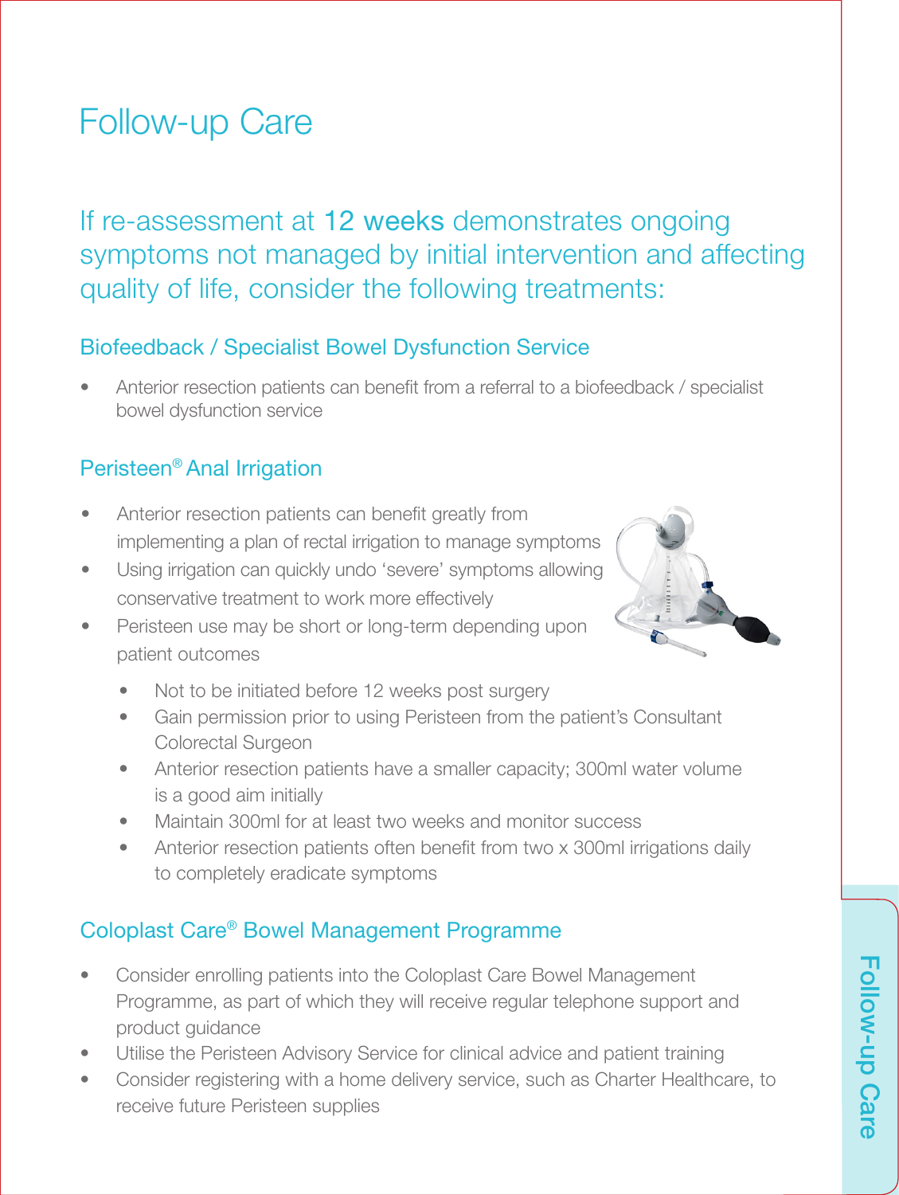# Follow-up Care

## If re-assessment at 12 weeks demonstrates ongoing symptoms not managed by initial intervention and affecting quality of life, consider the following treatments:

### Biofeedback / Specialist Bowel Dysfunction Service

- Anterior resection patients can benefit from a referral to a biofeedback / specialist bowel dysfunction service

### Peristeen® Anal Irrigation

- Anterior resection patients can benefit greatly from implementing a plan of rectal irrigation to manage symptoms
- Using irrigation can quickly undo 'severe' symptoms allowing conservative treatment to work more effectively
- Peristeen use may be short or long-term depending upon patient outcomes
  - Not to be initiated before 12 weeks post surgery
  - Gain permission prior to using Peristeen from the patient's Consultant Colorectal Surgeon
  - Anterior resection patients have a smaller capacity; 300ml water volume is a good aim initially
  - Maintain 300ml for at least two weeks and monitor success
  - Anterior resection patients often benefit from two x 300ml irrigations daily to completely eradicate symptoms

### Coloplast Care® Bowel Management Programme

- Consider enrolling patients into the Coloplast Care Bowel Management Programme, as part of which they will receive regular telephone support and product guidance
- Utilise the Peristeen Advisory Service for clinical advice and patient training
- Consider registering with a home delivery service, such as Charter Healthcare, to receive future Peristeen supplies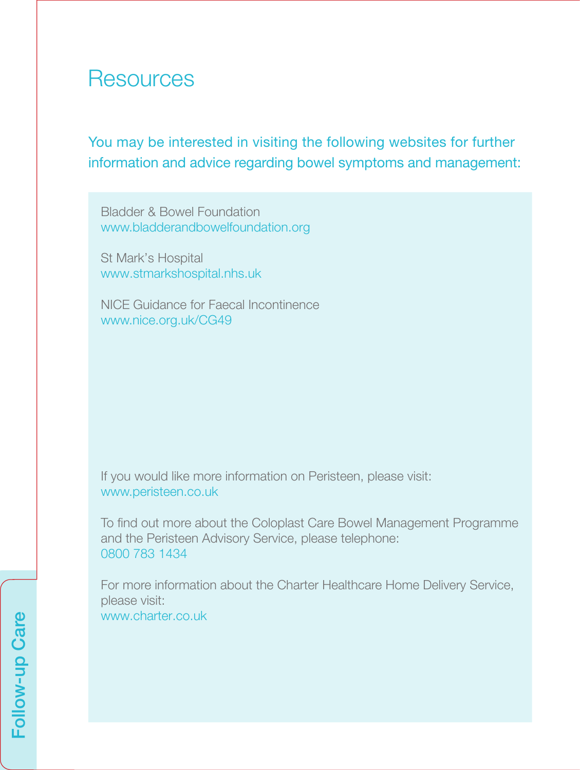# Resources

You may be interested in visiting the following websites for further information and advice regarding bowel symptoms and management:

Bladder & Bowel Foundation
www.bladderandbowelfoundation.org

St Mark's Hospital
www.stmarkshospital.nhs.uk

NICE Guidance for Faecal Incontinence
www.nice.org.uk/CG49

If you would like more information on Peristeen, please visit:
www.peristeen.co.uk

To find out more about the Coloplast Care Bowel Management Programme and the Peristeen Advisory Service, please telephone:
0800 783 1434

For more information about the Charter Healthcare Home Delivery Service, please visit:
www.charter.co.uk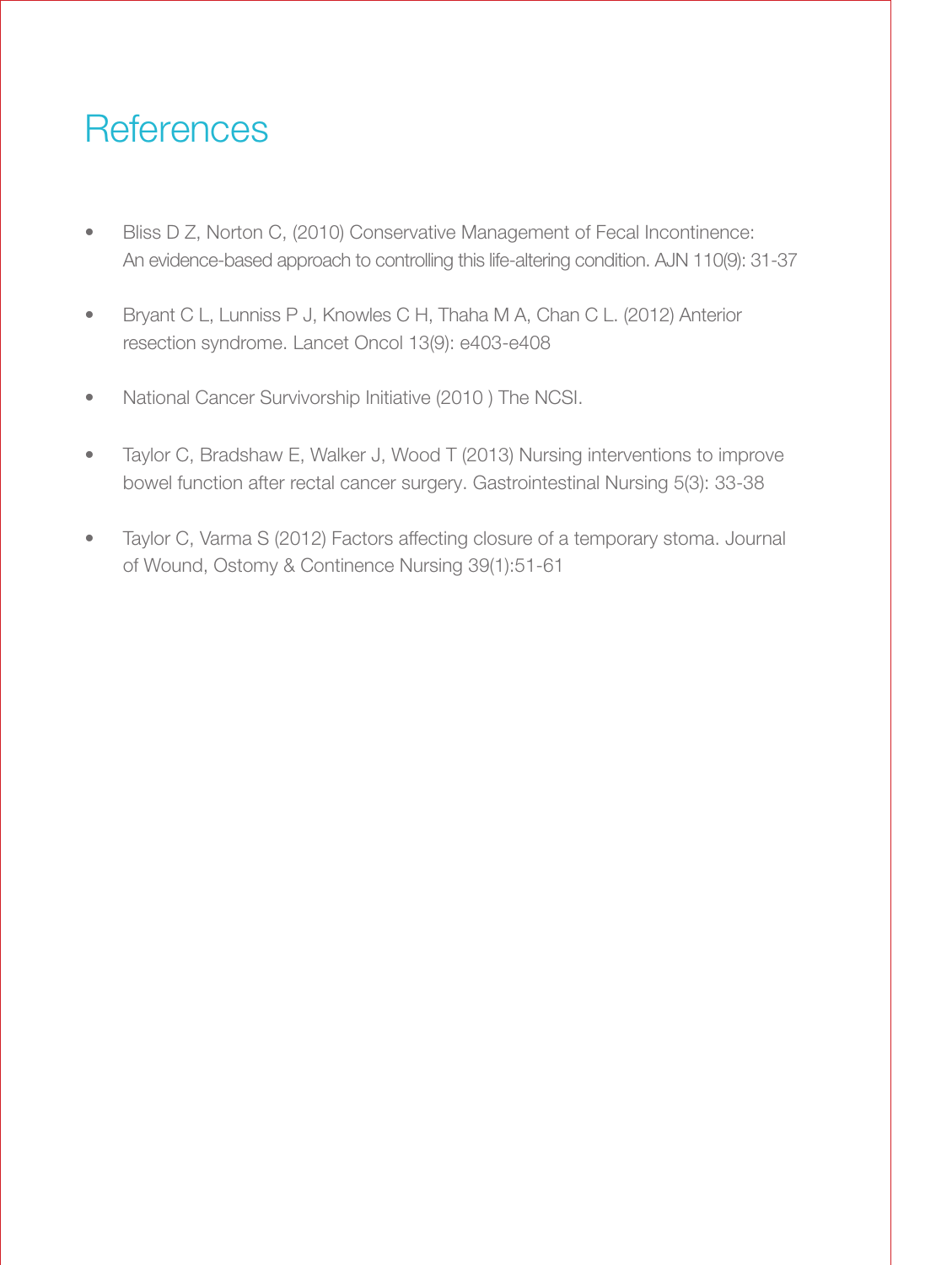# References

- Bliss D Z, Norton C, (2010) Conservative Management of Fecal Incontinence: An evidence-based approach to controlling this life-altering condition. AJN 110(9): 31-37
- Bryant C L, Lunniss P J, Knowles C H, Thaha M A, Chan C L. (2012) Anterior resection syndrome. Lancet Oncol 13(9): e403-e408
- National Cancer Survivorship Initiative (2010 ) The NCSI.
- Taylor C, Bradshaw E, Walker J, Wood T (2013) Nursing interventions to improve bowel function after rectal cancer surgery. Gastrointestinal Nursing 5(3): 33-38
- Taylor C, Varma S (2012) Factors affecting closure of a temporary stoma. Journal of Wound, Ostomy & Continence Nursing 39(1):51-61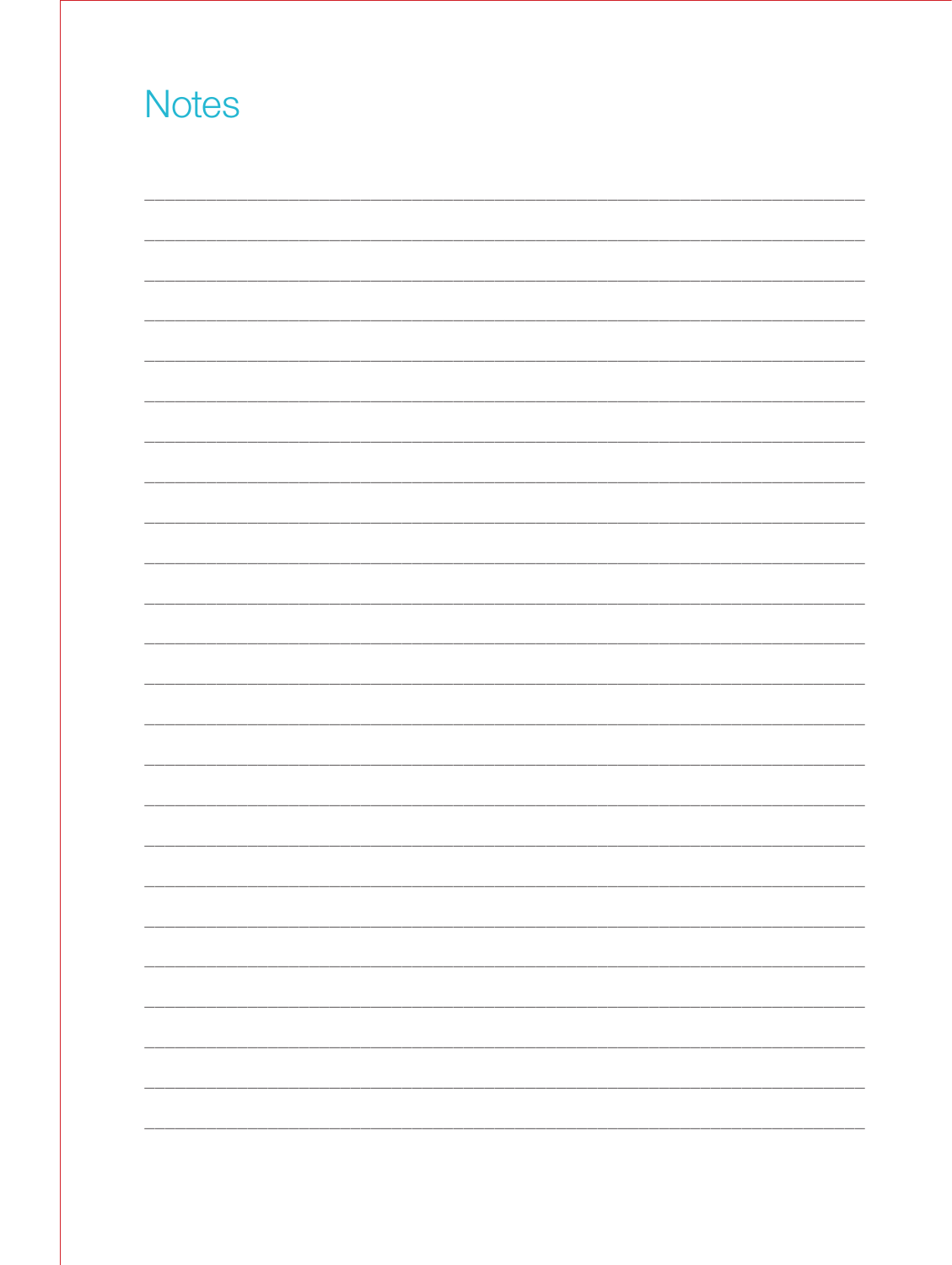# Notes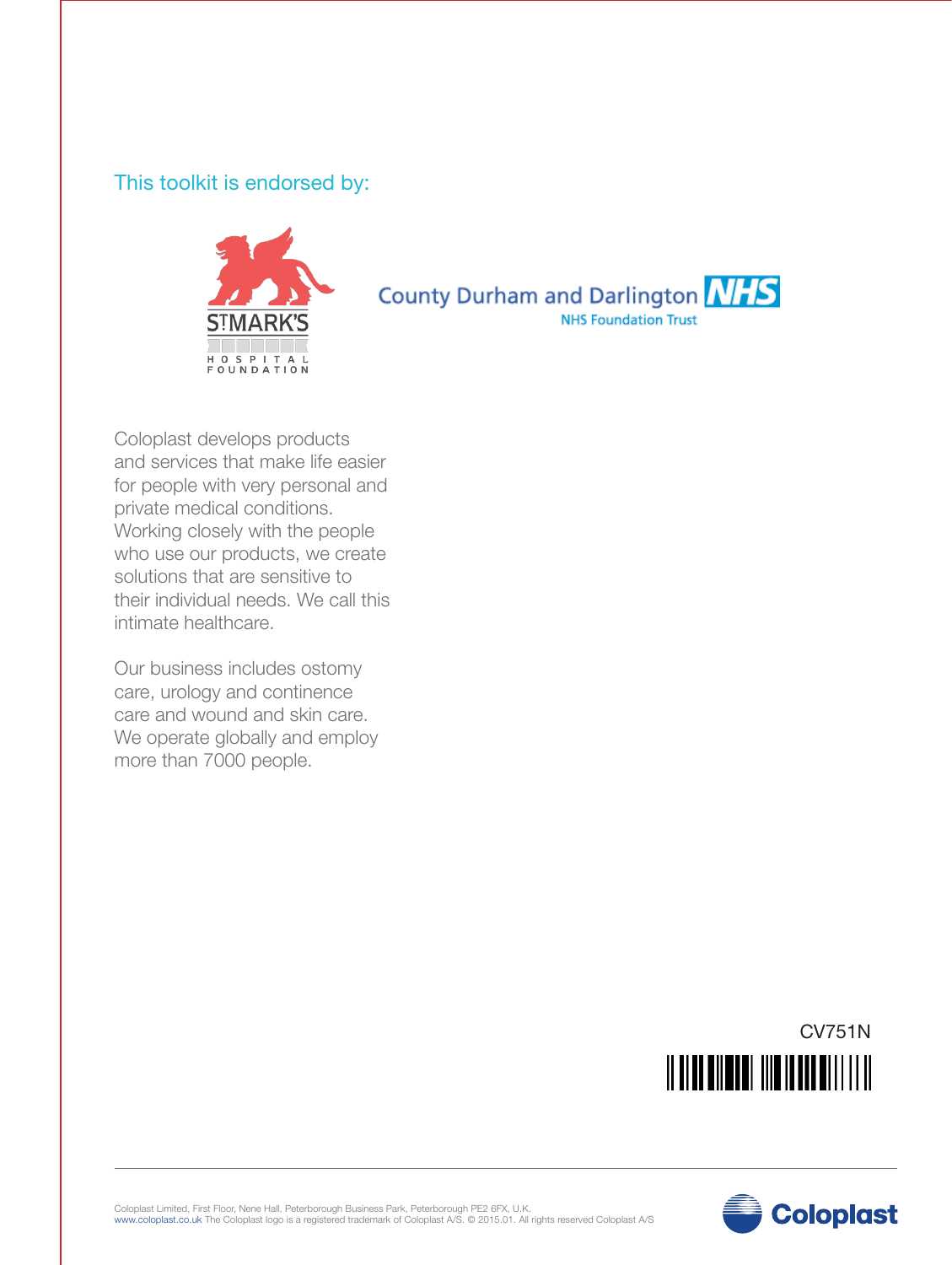This toolkit is endorsed by:

St MARK'S HOSPITAL FOUNDATION

County Durham and Darlington NHS
NHS Foundation Trust

Coloplast develops products and services that make life easier for people with very personal and private medical conditions. Working closely with the people who use our products, we create solutions that are sensitive to their individual needs. We call this intimate healthcare.

Our business includes ostomy care, urology and continence care and wound and skin care. We operate globally and employ more than 7000 people.

CV751N

Coloplast Limited, First Floor, Nene Hall, Peterborough Business Park, Peterborough PE2 6FX, U.K.
www.coloplast.co.uk The Coloplast logo is a registered trademark of Coloplast A/S. © 2015.01. All rights reserved Coloplast A/S

Coloplast